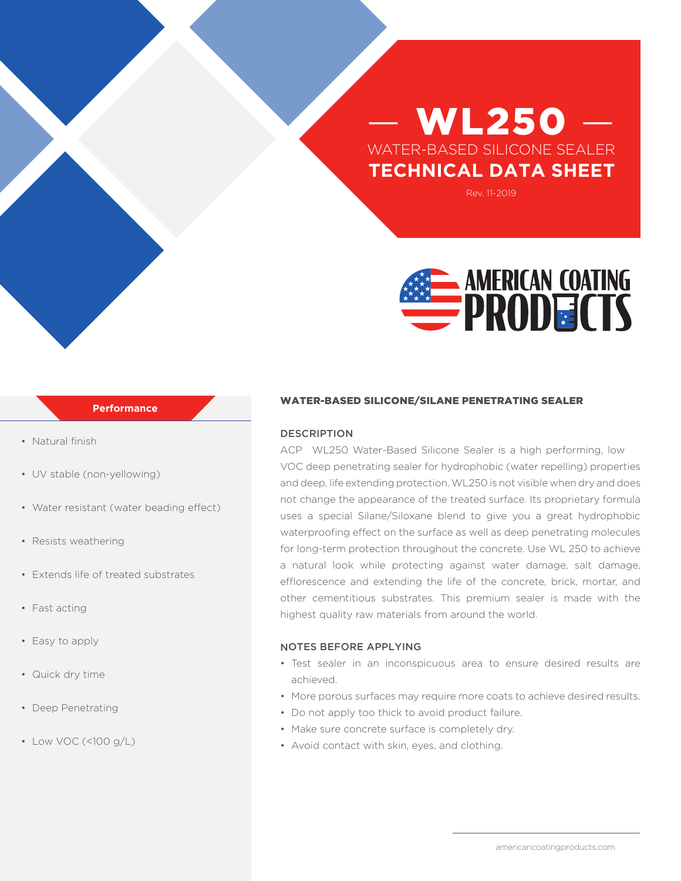# — WL250 —

WATER-BASED SILICONE SEALER

**TECHNICAL DATA SHEET**

Rev. 11-2019

AMERICAN COATING PRODUCTS

### Performance

- Natural finish
- UV stable (non-yellowing)
- Water resistant (water beading effect)
- Resists weathering
- Extends life of treated substrates
- Fast acting
- Easy to apply
- Quick dry time
- Deep Penetrating
- Low VOC (<100 g/L)

## WATER-BASED SILICONE/SILANE PENETRATING SEALER

### DESCRIPTION

ACP WL250 Water-Based Silicone Sealer is a high performing, low VOC deep penetrating sealer for hydrophobic (water repelling) properties and deep, life extending protection. WL250 is not visible when dry and does not change the appearance of the treated surface. Its proprietary formula uses a special Silane/Siloxane blend to give you a great hydrophobic waterproofing effect on the surface as well as deep penetrating molecules for long-term protection throughout the concrete. Use WL 250 to achieve a natural look while protecting against water damage, salt damage, efflorescence and extending the life of the concrete, brick, mortar, and other cementitious substrates. This premium sealer is made with the highest quality raw materials from around the world.

### NOTES BEFORE APPLYING

- Test sealer in an inconspicuous area to ensure desired results are achieved.
- More porous surfaces may require more coats to achieve desired results.
- Do not apply too thick to avoid product failure.
- Make sure concrete surface is completely dry.
- Avoid contact with skin, eyes, and clothing.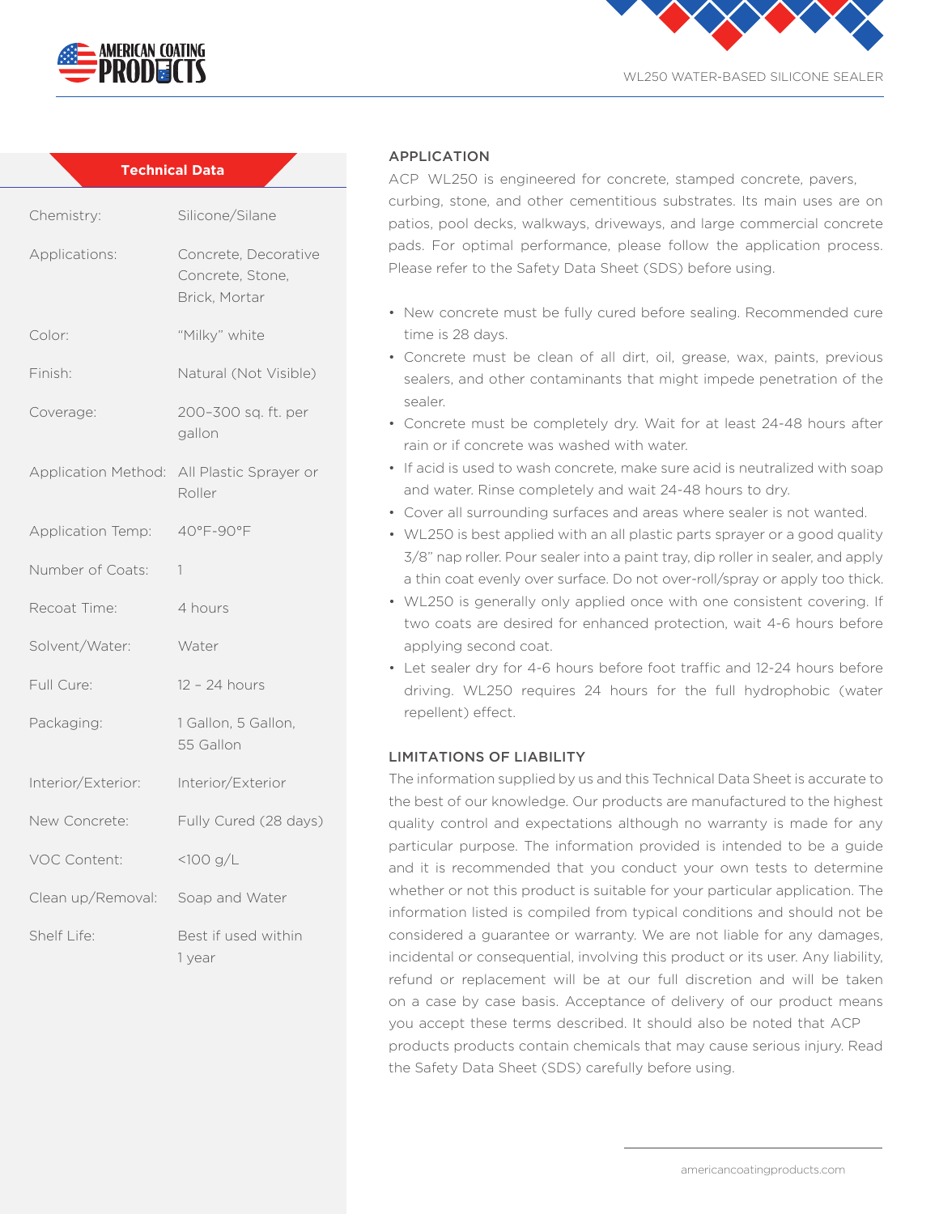## Technical Data

| | |
|---|---|
| Chemistry: | Silicone/Silane |
| Applications: | Concrete, Decorative Concrete, Stone, Brick, Mortar |
| Color: | "Milky" white |
| Finish: | Natural (Not Visible) |
| Coverage: | 200–300 sq. ft. per gallon |
| Application Method: | All Plastic Sprayer or Roller |
| Application Temp: | 40°F-90°F |
| Number of Coats: | 1 |
| Recoat Time: | 4 hours |
| Solvent/Water: | Water |
| Full Cure: | 12 – 24 hours |
| Packaging: | 1 Gallon, 5 Gallon, 55 Gallon |
| Interior/Exterior: | Interior/Exterior |
| New Concrete: | Fully Cured (28 days) |
| VOC Content: | <100 g/L |
| Clean up/Removal: | Soap and Water |
| Shelf Life: | Best if used within 1 year |

## APPLICATION

ACP WL250 is engineered for concrete, stamped concrete, pavers, curbing, stone, and other cementitious substrates. Its main uses are on patios, pool decks, walkways, driveways, and large commercial concrete pads. For optimal performance, please follow the application process. Please refer to the Safety Data Sheet (SDS) before using.

- New concrete must be fully cured before sealing. Recommended cure time is 28 days.
- Concrete must be clean of all dirt, oil, grease, wax, paints, previous sealers, and other contaminants that might impede penetration of the sealer.
- Concrete must be completely dry. Wait for at least 24-48 hours after rain or if concrete was washed with water.
- If acid is used to wash concrete, make sure acid is neutralized with soap and water. Rinse completely and wait 24-48 hours to dry.
- Cover all surrounding surfaces and areas where sealer is not wanted.
- WL250 is best applied with an all plastic parts sprayer or a good quality 3/8" nap roller. Pour sealer into a paint tray, dip roller in sealer, and apply a thin coat evenly over surface. Do not over-roll/spray or apply too thick.
- WL250 is generally only applied once with one consistent covering. If two coats are desired for enhanced protection, wait 4-6 hours before applying second coat.
- Let sealer dry for 4-6 hours before foot traffic and 12-24 hours before driving. WL250 requires 24 hours for the full hydrophobic (water repellent) effect.

## LIMITATIONS OF LIABILITY

The information supplied by us and this Technical Data Sheet is accurate to the best of our knowledge. Our products are manufactured to the highest quality control and expectations although no warranty is made for any particular purpose. The information provided is intended to be a guide and it is recommended that you conduct your own tests to determine whether or not this product is suitable for your particular application. The information listed is compiled from typical conditions and should not be considered a guarantee or warranty. We are not liable for any damages, incidental or consequential, involving this product or its user. Any liability, refund or replacement will be at our full discretion and will be taken on a case by case basis. Acceptance of delivery of our product means you accept these terms described. It should also be noted that ACP products products contain chemicals that may cause serious injury. Read the Safety Data Sheet (SDS) carefully before using.